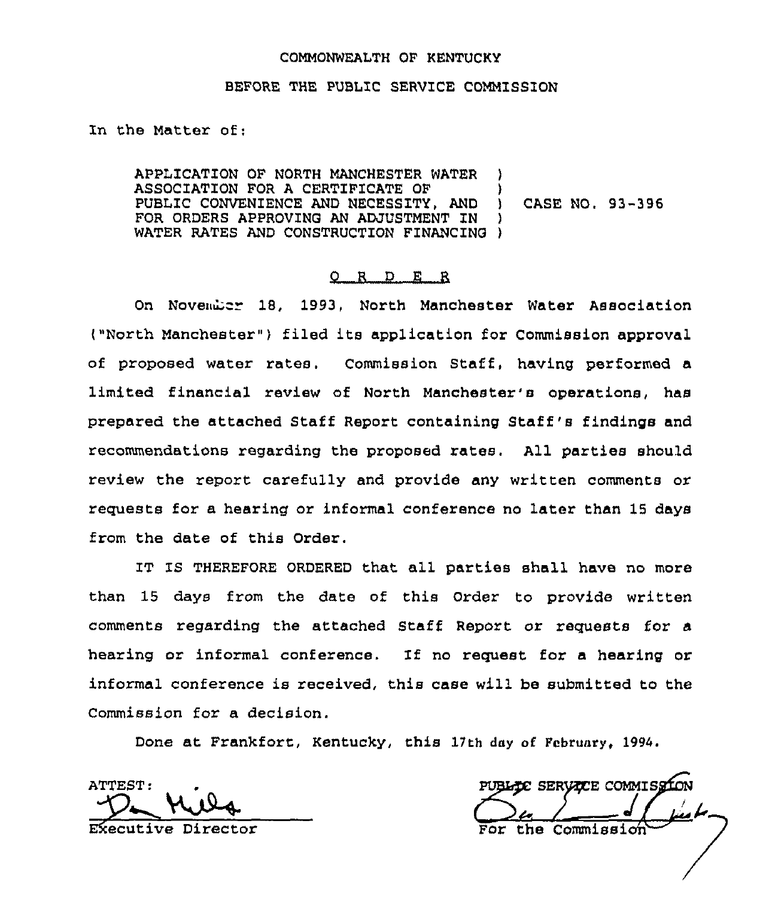COMMONWEALTH OF KENTUCKY

BEFORE THE PUBLIC SERVICE COMMISSION

In the Matter of:

| | | |
|---|---|---|
| APPLICATION OF NORTH MANCHESTER WATER ASSOCIATION FOR A CERTIFICATE OF PUBLIC CONVENIENCE AND NECESSITY, AND FOR ORDERS APPROVING AN ADJUSTMENT IN WATER RATES AND CONSTRUCTION FINANCING | ) | CASE NO. 93-396 |

## O R D E R

On November 18, 1993, North Manchester Water Association ("North Manchester") filed its application for Commission approval of proposed water rates. Commission Staff, having performed a limited financial review of North Manchester's operations, has prepared the attached Staff Report containing Staff's findings and recommendations regarding the proposed rates. All parties should review the report carefully and provide any written comments or requests for a hearing or informal conference no later than 15 days from the date of this Order.

IT IS THEREFORE ORDERED that all parties shall have no more than 15 days from the date of this Order to provide written comments regarding the attached Staff Report or requests for a hearing or informal conference. If no request for a hearing or informal conference is received, this case will be submitted to the Commission for a decision.

Done at Frankfort, Kentucky, this 17th day of February, 1994.

ATTEST:

Executive Director

PUBLIC SERVICE COMMISSION

For the Commission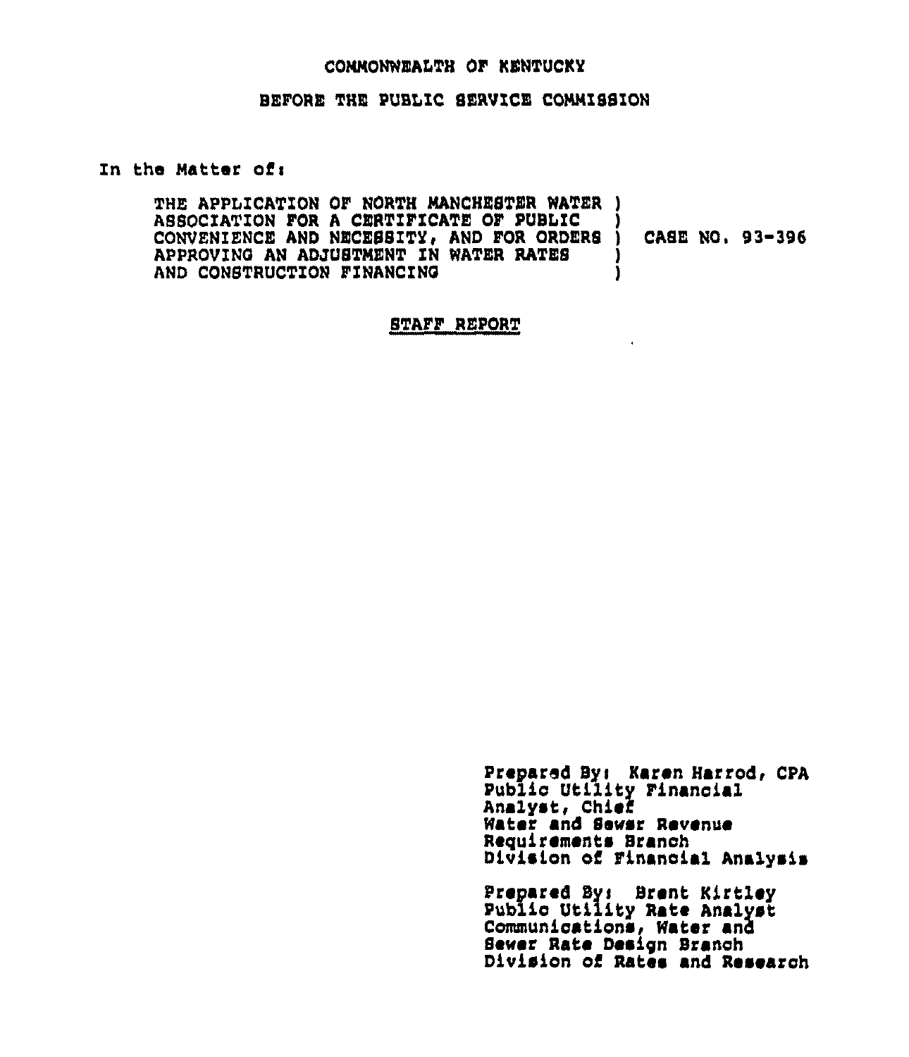COMMONWEALTH OF KENTUCKY

BEFORE THE PUBLIC SERVICE COMMISSION

In the Matter of:

| | | |
|---|---|---|
| THE APPLICATION OF NORTH MANCHESTER WATER ASSOCIATION FOR A CERTIFICATE OF PUBLIC CONVENIENCE AND NECESSITY, AND FOR ORDERS APPROVING AN ADJUSTMENT IN WATER RATES AND CONSTRUCTION FINANCING | ) | CASE NO. 93-396 |

## STAFF REPORT

Prepared By: Karen Harrod, CPA
Public Utility Financial Analyst, Chief
Water and Sewer Revenue Requirements Branch
Division of Financial Analysis

Prepared By: Brent Kirtley
Public Utility Rate Analyst
Communications, Water and Sewer Rate Design Branch
Division of Rates and Research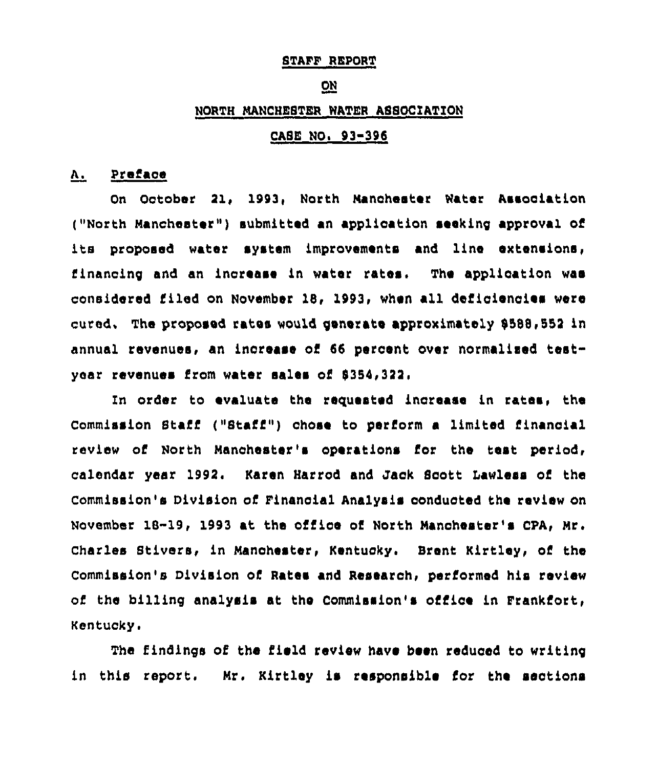STAFF REPORT

ON

NORTH MANCHESTER WATER ASSOCIATION

CASE NO. 93-396

## A. Preface

On October 21, 1993, North Manchester Water Association ("North Manchester") submitted an application seeking approval of its proposed water system improvements and line extensions, financing and an increase in water rates. The application was considered filed on November 18, 1993, when all deficiencies were cured. The proposed rates would generate approximately $588,552 in annual revenues, an increase of 66 percent over normalized test-year revenues from water sales of $354,322.

In order to evaluate the requested increase in rates, the Commission Staff ("Staff") chose to perform a limited financial review of North Manchester's operations for the test period, calendar year 1992. Karen Harrod and Jack Scott Lawless of the Commission's Division of Financial Analysis conducted the review on November 18-19, 1993 at the office of North Manchester's CPA, Mr. Charles Stivers, in Manchester, Kentucky. Brent Kirtley, of the Commission's Division of Rates and Research, performed his review of the billing analysis at the Commission's office in Frankfort, Kentucky.

The findings of the field review have been reduced to writing in this report. Mr. Kirtley is responsible for the sections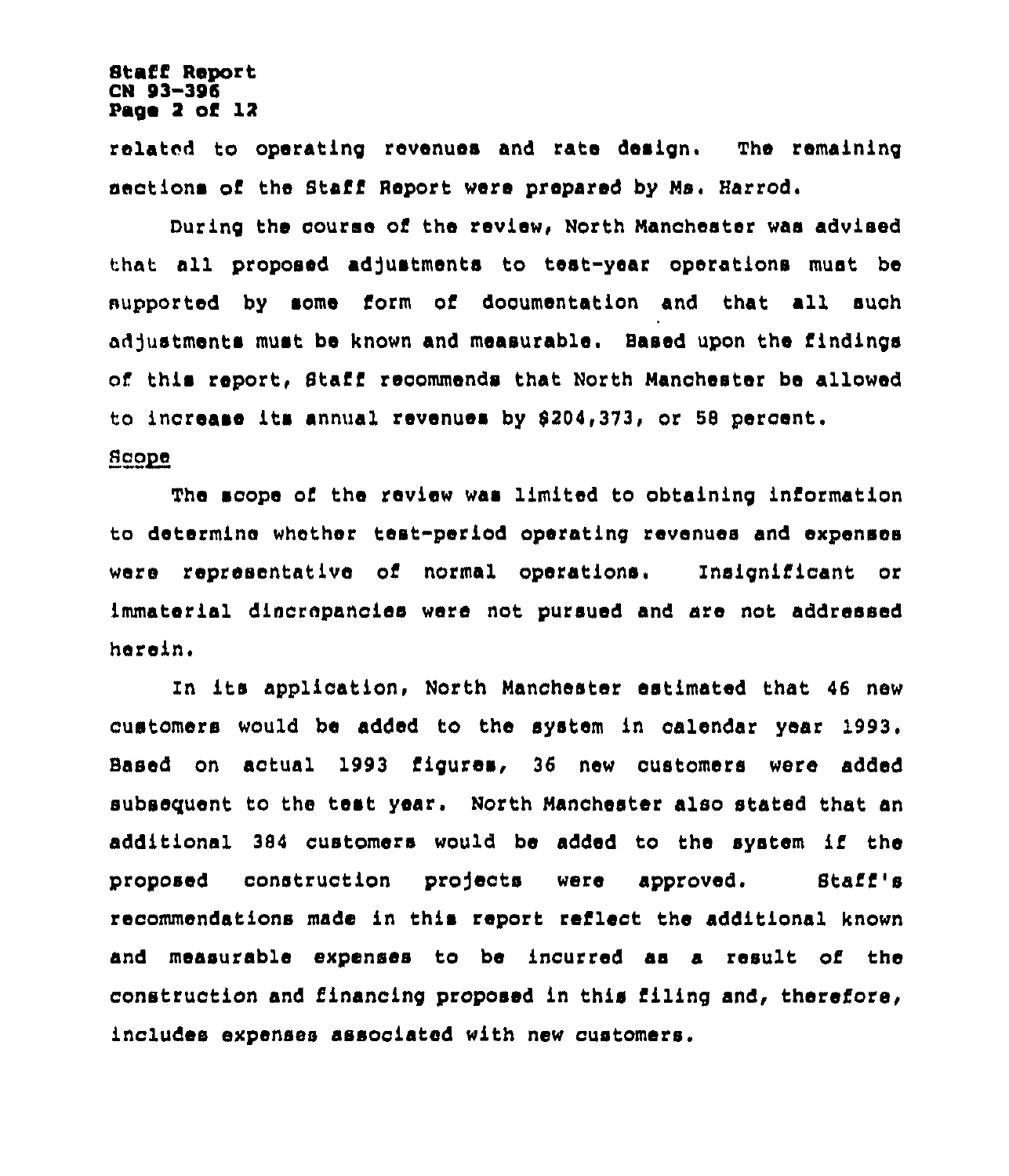related to operating revenues and rate design. The remaining sections of the Staff Report were prepared by Ms. Harrod.

During the course of the review, North Manchester was advised that all proposed adjustments to test-year operations must be supported by some form of documentation and that all such adjustments must be known and measurable. Based upon the findings of this report, Staff recommends that North Manchester be allowed to increase its annual revenues by $204,373, or 58 percent.

<u>Scope</u>

The scope of the review was limited to obtaining information to determine whether test-period operating revenues and expenses were representative of normal operations. Insignificant or immaterial discrepancies were not pursued and are not addressed herein.

In its application, North Manchester estimated that 46 new customers would be added to the system in calendar year 1993. Based on actual 1993 figures, 36 new customers were added subsequent to the test year. North Manchester also stated that an additional 384 customers would be added to the system if the proposed construction projects were approved. Staff's recommendations made in this report reflect the additional known and measurable expenses to be incurred as a result of the construction and financing proposed in this filing and, therefore, includes expenses associated with new customers.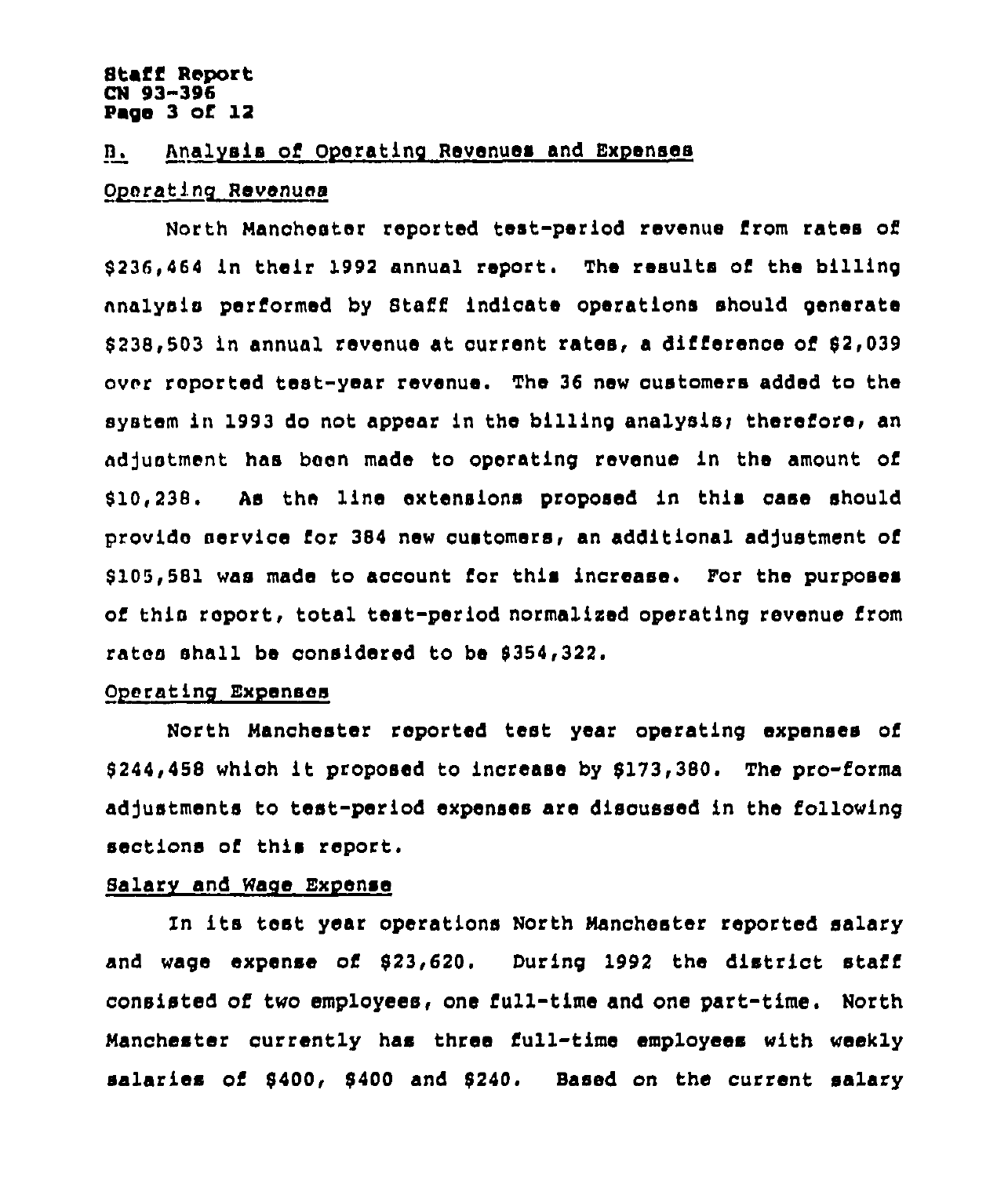## B. Analysis of Operating Revenues and Expenses

### Operating Revenues

North Manchester reported test-period revenue from rates of $236,464 in their 1992 annual report. The results of the billing analysis performed by Staff indicate operations should generate $238,503 in annual revenue at current rates, a difference of $2,039 over reported test-year revenue. The 36 new customers added to the system in 1993 do not appear in the billing analysis; therefore, an adjustment has been made to operating revenue in the amount of $10,238. As the line extensions proposed in this case should provide service for 384 new customers, an additional adjustment of $105,581 was made to account for this increase. For the purposes of this report, total test-period normalized operating revenue from rates shall be considered to be $354,322.

### Operating Expenses

North Manchester reported test year operating expenses of $244,458 which it proposed to increase by $173,380. The pro-forma adjustments to test-period expenses are discussed in the following sections of this report.

### Salary and Wage Expense

In its test year operations North Manchester reported salary and wage expense of $23,620. During 1992 the district staff consisted of two employees, one full-time and one part-time. North Manchester currently has three full-time employees with weekly salaries of $400, $400 and $240. Based on the current salary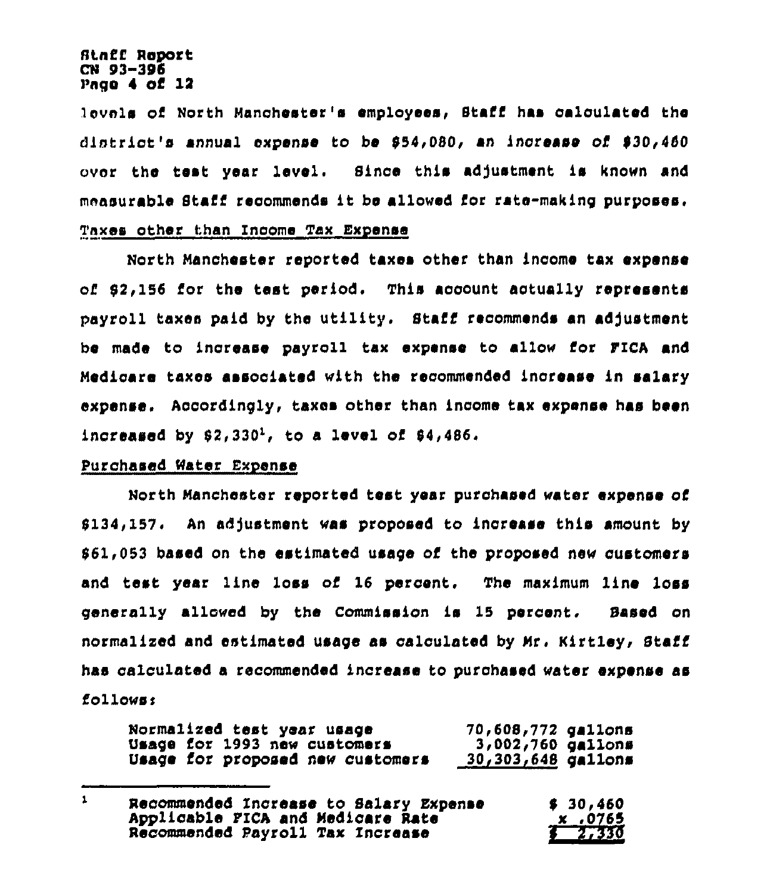levels of North Manchester's employees, Staff has calculated the district's annual expense to be $54,080, an increase of $30,460 over the test year level. Since this adjustment is known and measurable Staff recommends it be allowed for rate-making purposes.

Taxes other than Income Tax Expense

North Manchester reported taxes other than income tax expense of $2,156 for the test period. This account actually represents payroll taxes paid by the utility. Staff recommends an adjustment be made to increase payroll tax expense to allow for FICA and Medicare taxes associated with the recommended increase in salary expense. Accordingly, taxes other than income tax expense has been increased by $2,330[1], to a level of $4,486.

Purchased Water Expense

North Manchester reported test year purchased water expense of $134,157. An adjustment was proposed to increase this amount by $61,053 based on the estimated usage of the proposed new customers and test year line loss of 16 percent. The maximum line loss generally allowed by the Commission is 15 percent. Based on normalized and estimated usage as calculated by Mr. Kirtley, Staff has calculated a recommended increase to purchased water expense as follows:

| | |
|---|---|
| Normalized test year usage | 70,608,772 gallons |
| Usage for 1993 new customers | 3,002,760 gallons |
| Usage for proposed new customers | 30,303,648 gallons |

---

[1]

| | |
|---|---|
| Recommended Increase to Salary Expense | $ 30,460 |
| Applicable FICA and Medicare Rate | x .0765 |
| Recommended Payroll Tax Increase | $ 2,330 |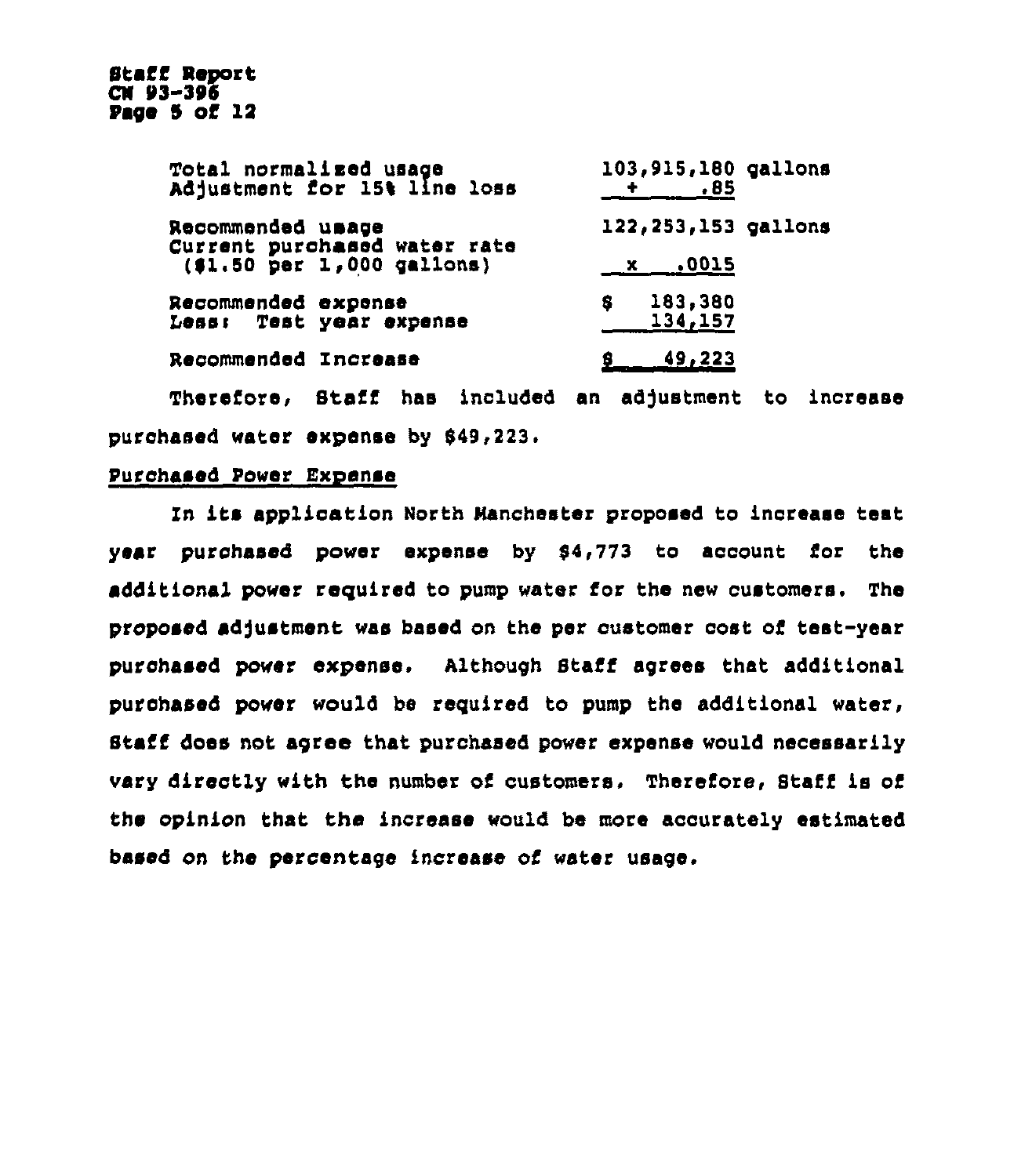| | |
|---|---|
| Total normalized usage | 103,915,180 gallons |
| Adjustment for 15% line loss | + .85 |
| Recommended usage | 122,253,153 gallons |
| Current purchased water rate ($1.50 per 1,000 gallons) | x .0015 |
| Recommended expense | $ 183,380 |
| Less: Test year expense | 134,157 |
| Recommended Increase | $ 49,223 |

Therefore, Staff has included an adjustment to increase purchased water expense by $49,223.

<u>Purchased Power Expense</u>

In its application North Manchester proposed to increase test year purchased power expense by $4,773 to account for the additional power required to pump water for the new customers. The proposed adjustment was based on the per customer cost of test-year purchased power expense. Although Staff agrees that additional purchased power would be required to pump the additional water, Staff does not agree that purchased power expense would necessarily vary directly with the number of customers. Therefore, Staff is of the opinion that the increase would be more accurately estimated based on the percentage increase of water usage.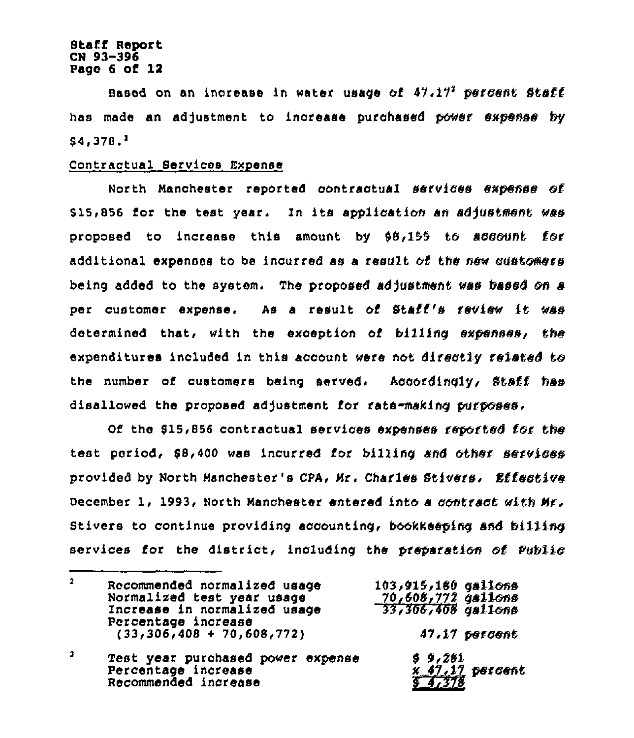Based on an increase in water usage of 47.17[2] percent Staff has made an adjustment to increase purchased power expense by $4,378.[3]

Contractual Services Expense

North Manchester reported contractual services expense of $15,856 for the test year. In its application an adjustment was proposed to increase this amount by $8,155 to account for additional expenses to be incurred as a result of the new customers being added to the system. The proposed adjustment was based on a per customer expense. As a result of Staff's review it was determined that, with the exception of billing expenses, the expenditures included in this account were not directly related to the number of customers being served. Accordingly, Staff has disallowed the proposed adjustment for rate-making purposes.

Of the $15,856 contractual services expenses reported for the test period, $8,400 was incurred for billing and other services provided by North Manchester's CPA, Mr. Charles Stivers. Effective December 1, 1993, North Manchester entered into a contract with Mr. Stivers to continue providing accounting, bookkeeping and billing services for the district, including the preparation of Public

---

[2]

| | |
|---|---|
| Recommended normalized usage | 103,915,180 gallons |
| Normalized test year usage | 70,608,772 gallons |
| Increase in normalized usage | 33,306,408 gallons |
| Percentage increase (33,306,408 ÷ 70,608,772) | 47.17 percent |

[3]

| | |
|---|---|
| Test year purchased power expense | $ 9,281 |
| Percentage increase | x 47.17 percent |
| Recommended increase | $ 4,378 |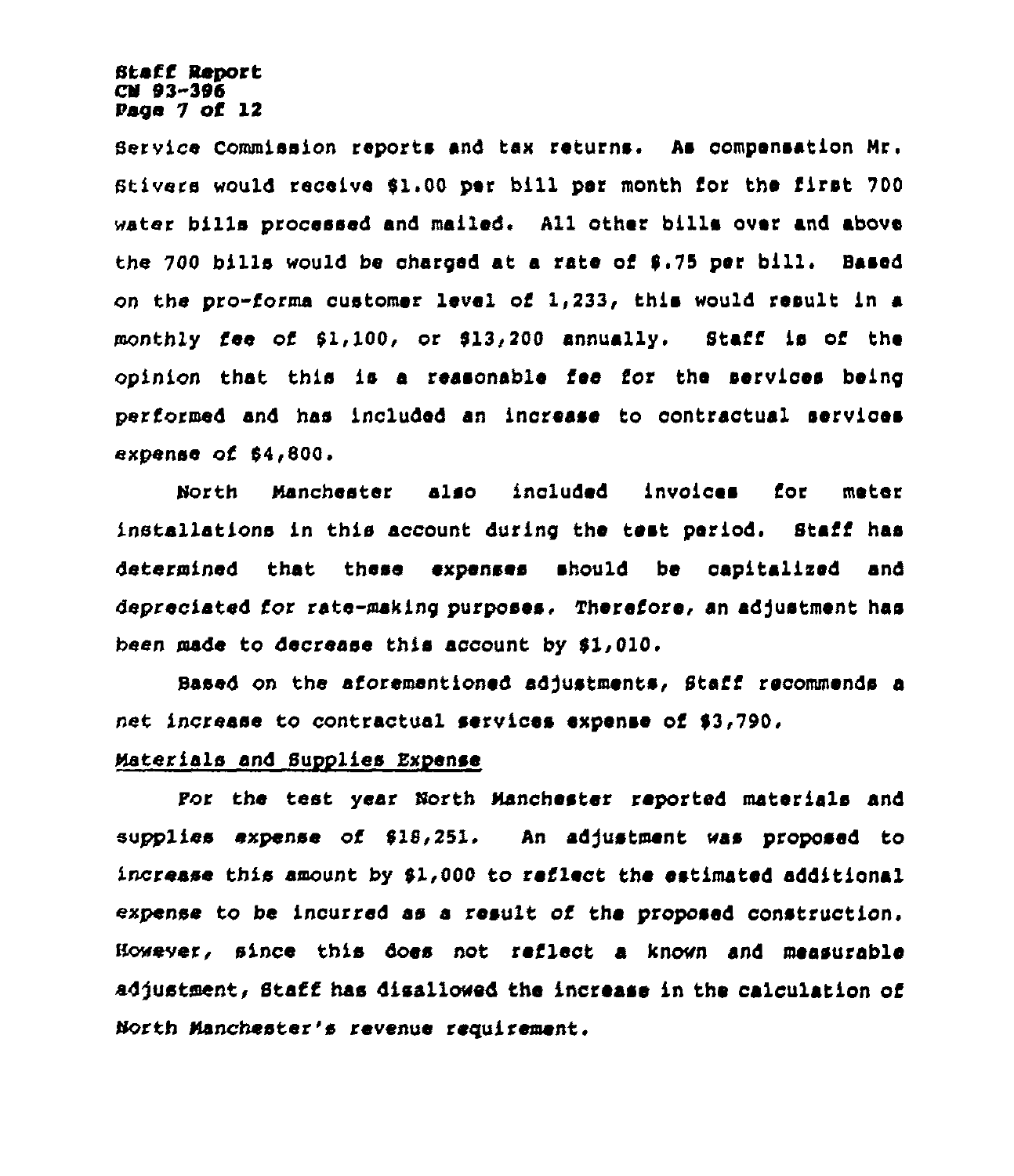Service Commission reports and tax returns. As compensation Mr. Stivers would receive $1.00 per bill per month for the first 700 water bills processed and mailed. All other bills over and above the 700 bills would be charged at a rate of $.75 per bill. Based on the pro-forma customer level of 1,233, this would result in a monthly fee of $1,100, or $13,200 annually. Staff is of the opinion that this is a reasonable fee for the services being performed and has included an increase to contractual services expense of $4,800.

North Manchester also included invoices for meter installations in this account during the test period. Staff has determined that these expenses should be capitalized and depreciated for rate-making purposes. Therefore, an adjustment has been made to decrease this account by $1,010.

Based on the aforementioned adjustments, Staff recommends a net increase to contractual services expense of $3,790.

Materials and Supplies Expense

For the test year North Manchester reported materials and supplies expense of $18,251. An adjustment was proposed to increase this amount by $1,000 to reflect the estimated additional expense to be incurred as a result of the proposed construction. However, since this does not reflect a known and measurable adjustment, Staff has disallowed the increase in the calculation of North Manchester's revenue requirement.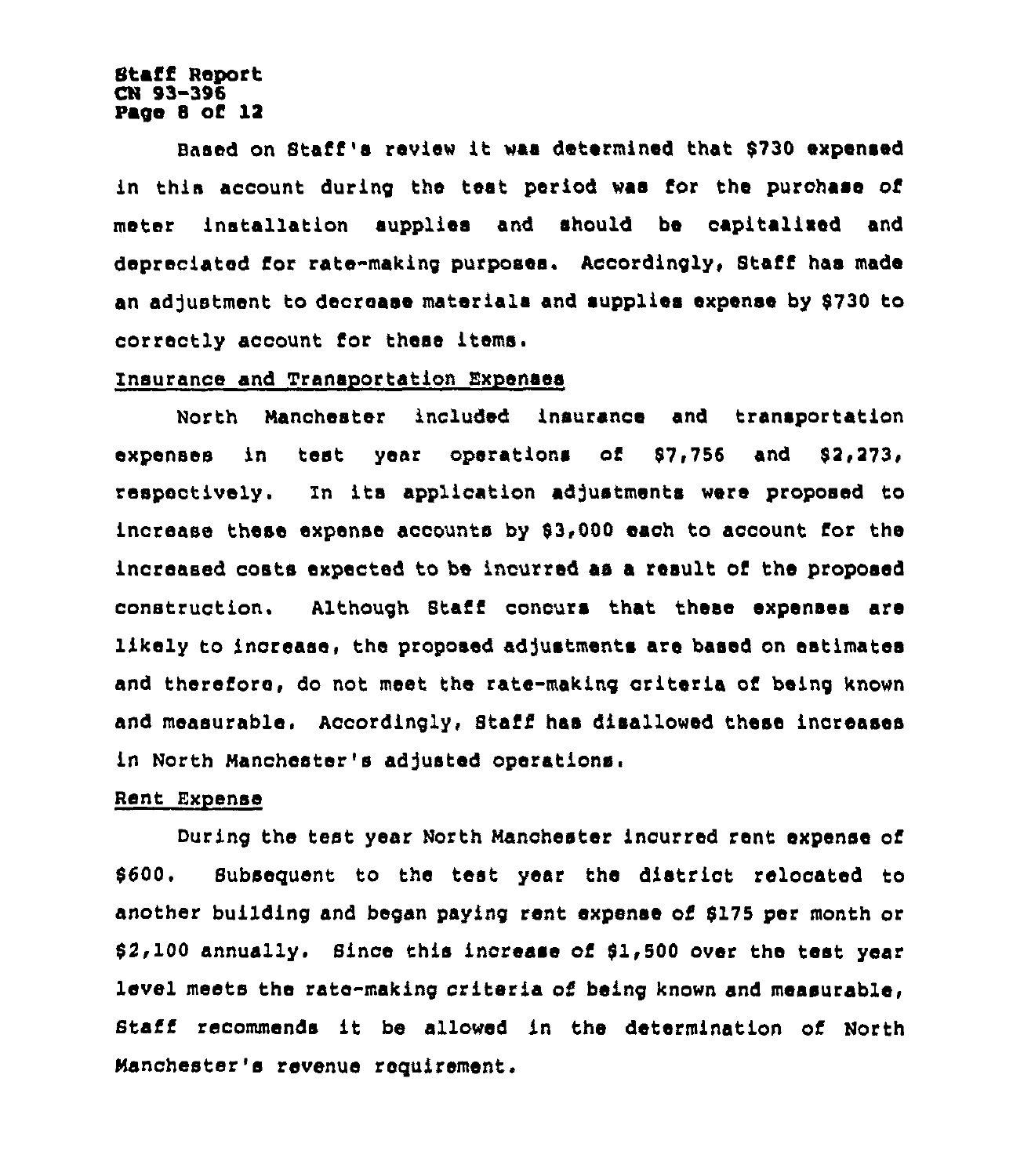Based on Staff's review it was determined that $730 expensed in this account during the test period was for the purchase of meter installation supplies and should be capitalized and depreciated for rate-making purposes. Accordingly, Staff has made an adjustment to decrease materials and supplies expense by $730 to correctly account for these items.

## Insurance and Transportation Expenses

North Manchester included insurance and transportation expenses in test year operations of $7,756 and $2,273, respectively. In its application adjustments were proposed to increase these expense accounts by $3,000 each to account for the increased costs expected to be incurred as a result of the proposed construction. Although Staff concurs that these expenses are likely to increase, the proposed adjustments are based on estimates and therefore, do not meet the rate-making criteria of being known and measurable. Accordingly, Staff has disallowed these increases in North Manchester's adjusted operations.

## Rent Expense

During the test year North Manchester incurred rent expense of $600. Subsequent to the test year the district relocated to another building and began paying rent expense of $175 per month or $2,100 annually. Since this increase of $1,500 over the test year level meets the rate-making criteria of being known and measurable, Staff recommends it be allowed in the determination of North Manchester's revenue requirement.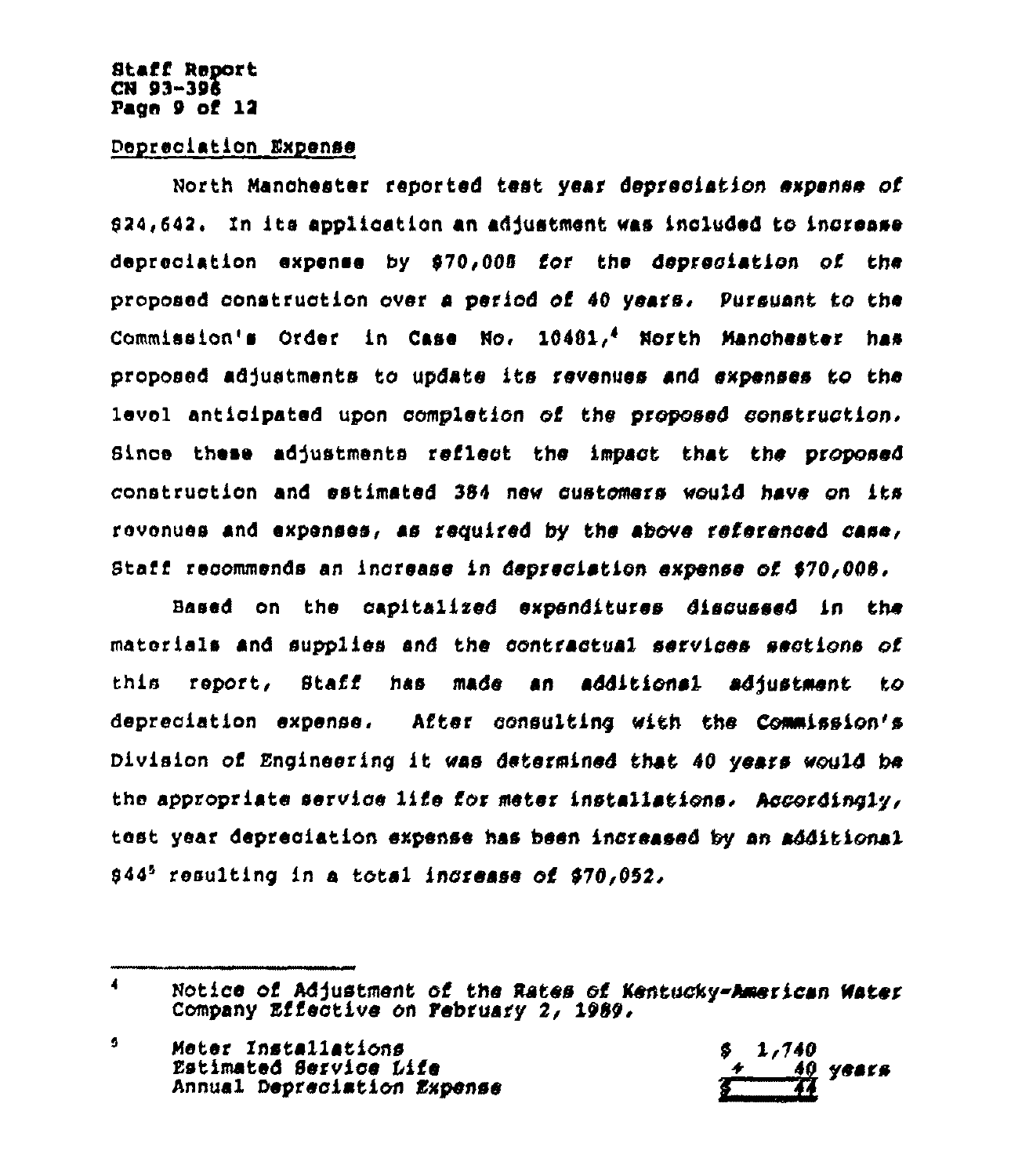Depreciation Expense

North Manchester reported test year depreciation expense of $24,642. In its application an adjustment was included to increase depreciation expense by $70,008 for the depreciation of the proposed construction over a period of 40 years. Pursuant to the Commission's Order in Case No. 10481,[4] North Manchester has proposed adjustments to update its revenues and expenses to the level anticipated upon completion of the proposed construction. Since these adjustments reflect the impact that the proposed construction and estimated 384 new customers would have on its revenues and expenses, as required by the above referenced case, Staff recommends an increase in depreciation expense of $70,008.

Based on the capitalized expenditures discussed in the materials and supplies and the contractual services sections of this report, Staff has made an additional adjustment to depreciation expense. After consulting with the Commission's Division of Engineering it was determined that 40 years would be the appropriate service life for meter installations. Accordingly, test year depreciation expense has been increased by an additional $44[5] resulting in a total increase of $70,052.

---

[4] Notice of Adjustment of the Rates of Kentucky-American Water Company Effective on February 2, 1989.

[5]

| | |
|---|---|
| Meter Installations | $ 1,740 |
| Estimated Service Life | ÷ 40 years |
| Annual Depreciation Expense | $ 44 |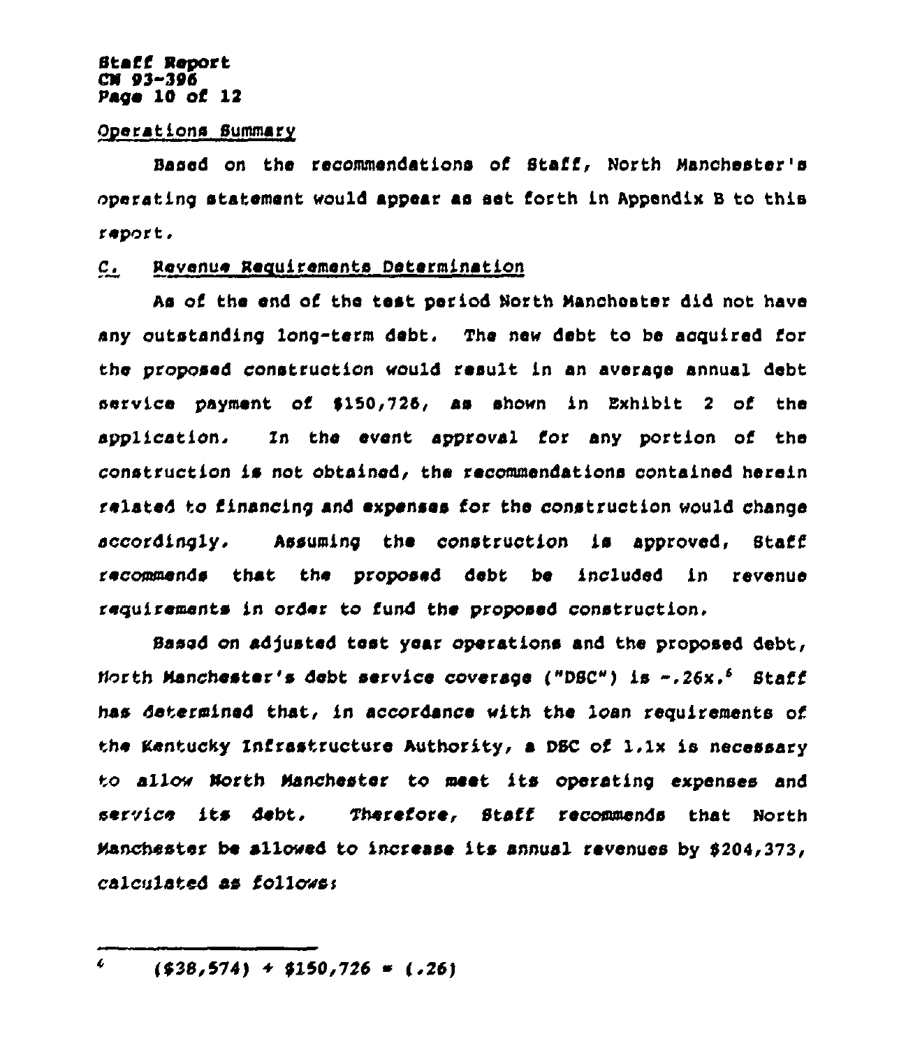## Operations Summary

Based on the recommendations of Staff, North Manchester's operating statement would appear as set forth in Appendix B to this report.

## C. Revenue Requirements Determination

As of the end of the test period North Manchester did not have any outstanding long-term debt. The new debt to be acquired for the proposed construction would result in an average annual debt service payment of $150,726, as shown in Exhibit 2 of the application. In the event approval for any portion of the construction is not obtained, the recommendations contained herein related to financing and expenses for the construction would change accordingly. Assuming the construction is approved, Staff recommends that the proposed debt be included in revenue requirements in order to fund the proposed construction.

Based on adjusted test year operations and the proposed debt, North Manchester's debt service coverage ("DSC") is -.26x.[6] Staff has determined that, in accordance with the loan requirements of the Kentucky Infrastructure Authority, a DSC of 1.1x is necessary to allow North Manchester to meet its operating expenses and service its debt. Therefore, Staff recommends that North Manchester be allowed to increase its annual revenues by $204,373, calculated as follows:

---

[6] ($38,574) ÷ $150,726 = (.26)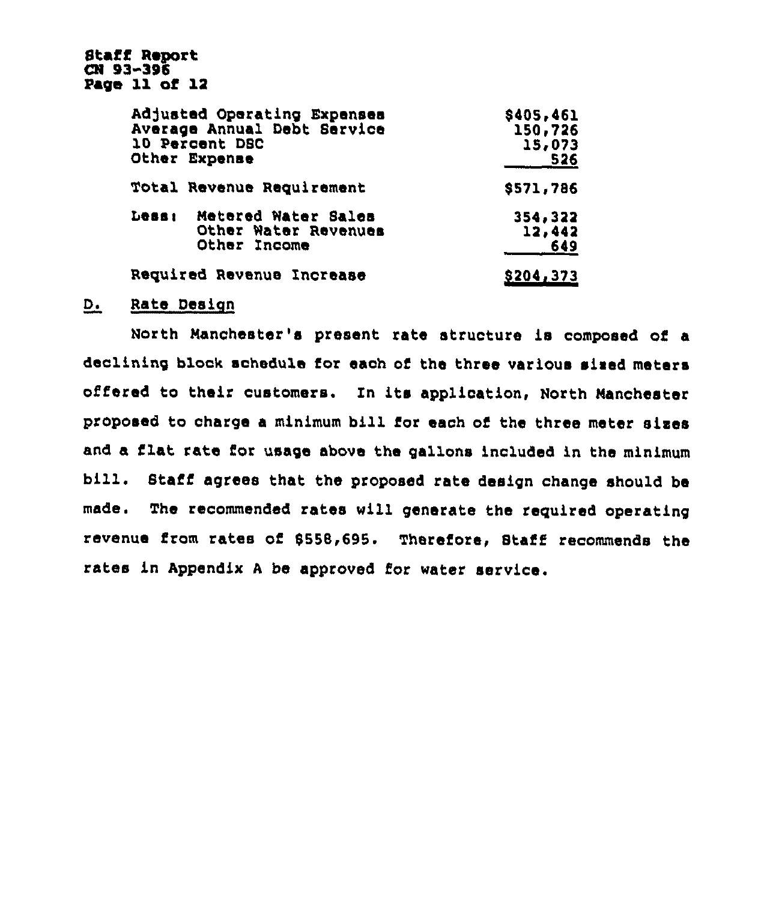| | |
|---|---|
| Adjusted Operating Expenses | $405,461 |
| Average Annual Debt Service | 150,726 |
| 10 Percent DSC | 15,073 |
| Other Expense | 526 |
| Total Revenue Requirement | $571,786 |
| Less: Metered Water Sales | 354,322 |
| Other Water Revenues | 12,442 |
| Other Income | 649 |
| Required Revenue Increase | $204,373 |

## D. Rate Design

North Manchester's present rate structure is composed of a declining block schedule for each of the three various sized meters offered to their customers. In its application, North Manchester proposed to charge a minimum bill for each of the three meter sizes and a flat rate for usage above the gallons included in the minimum bill. Staff agrees that the proposed rate design change should be made. The recommended rates will generate the required operating revenue from rates of $558,695. Therefore, Staff recommends the rates in Appendix A be approved for water service.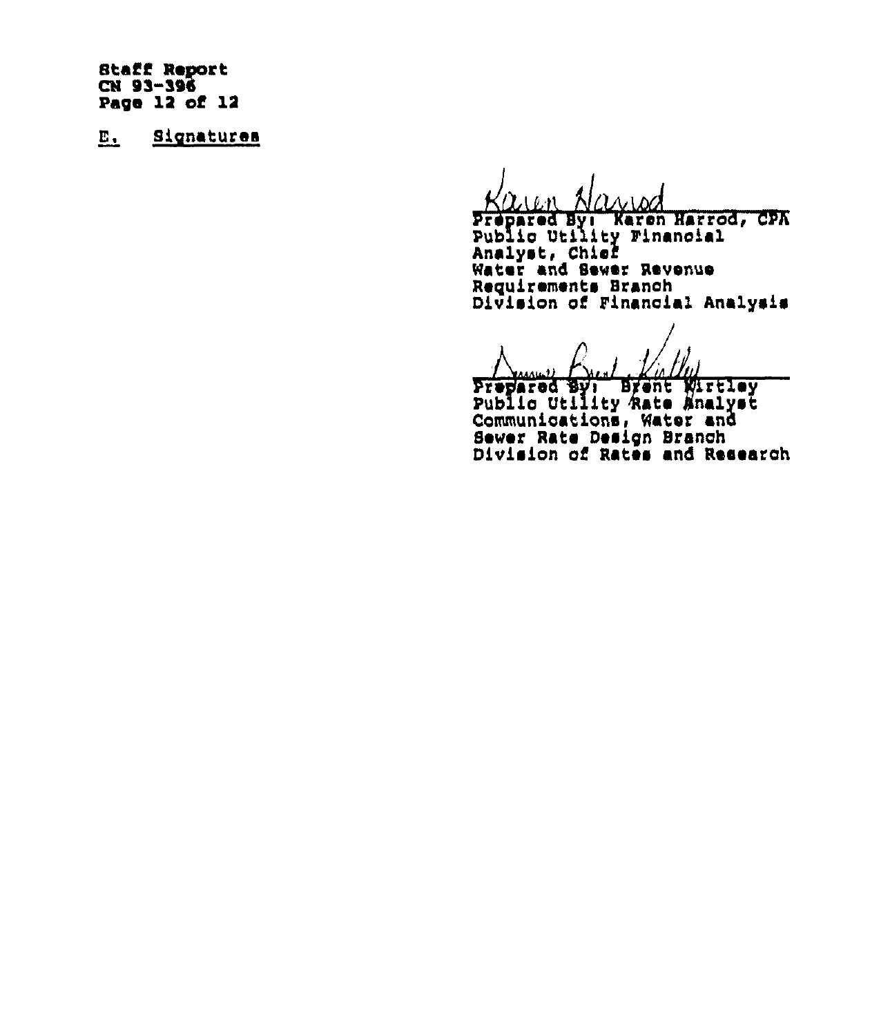Staff Report
CN 93-396

## E. Signatures

Prepared By: Karen Harrod, CPA
Public Utility Financial
Analyst, Chief
Water and Sewer Revenue
Requirements Branch
Division of Financial Analysis

Prepared By: Brent Kirtley
Public Utility Rate Analyst
Communications, Water and
Sewer Rate Design Branch
Division of Rates and Research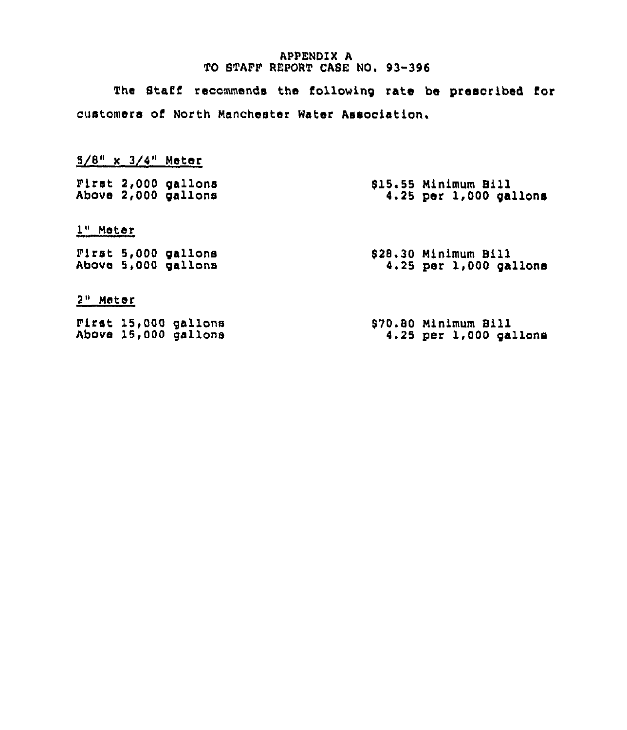APPENDIX A
TO STAFF REPORT CASE NO. 93-396

The Staff recommends the following rate be prescribed for customers of North Manchester Water Association.

<u>5/8" x 3/4" Meter</u>

| | |
|---|---|
| First 2,000 gallons | $15.55 Minimum Bill |
| Above 2,000 gallons | 4.25 per 1,000 gallons |

<u>1" Meter</u>

| | |
|---|---|
| First 5,000 gallons | $28.30 Minimum Bill |
| Above 5,000 gallons | 4.25 per 1,000 gallons |

<u>2" Meter</u>

| | |
|---|---|
| First 15,000 gallons | $70.80 Minimum Bill |
| Above 15,000 gallons | 4.25 per 1,000 gallons |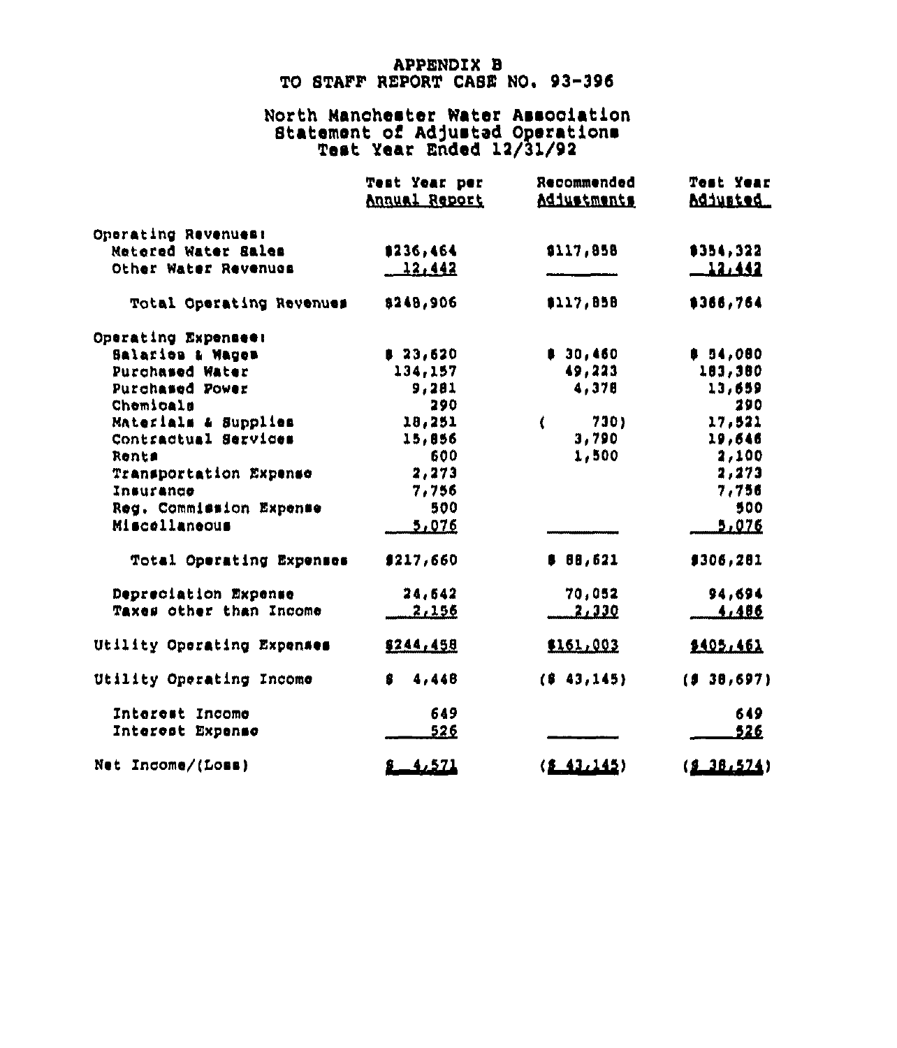APPENDIX B
TO STAFF REPORT CASE NO. 93-396

North Manchester Water Association
Statement of Adjusted Operations
Test Year Ended 12/31/92

| | Test Year per Annual Report | Recommended Adjustments | Test Year Adjusted |
|---|---|---|---|
| Operating Revenues: | | | |
| Metered Water Sales | $236,464 | $117,858 | $354,322 |
| Other Water Revenues | 12,442 | | 12,442 |
| Total Operating Revenues | $248,906 | $117,858 | $366,764 |
| Operating Expenses: | | | |
| Salaries & Wages | $ 23,620 | $ 30,460 | $ 54,080 |
| Purchased Water | 134,157 | 49,223 | 183,380 |
| Purchased Power | 9,281 | 4,378 | 13,659 |
| Chemicals | 290 | | 290 |
| Materials & Supplies | 18,251 | ( 730) | 17,521 |
| Contractual Services | 15,856 | 3,790 | 19,646 |
| Rents | 600 | 1,500 | 2,100 |
| Transportation Expense | 2,273 | | 2,273 |
| Insurance | 7,756 | | 7,756 |
| Reg. Commission Expense | 500 | | 500 |
| Miscellaneous | 5,076 | | 5,076 |
| Total Operating Expenses | $217,660 | $ 88,621 | $306,281 |
| Depreciation Expense | 24,642 | 70,052 | 94,694 |
| Taxes other than Income | 2,156 | 2,330 | 4,486 |
| Utility Operating Expenses | $244,458 | $161,003 | $405,461 |
| Utility Operating Income | $ 4,448 | ($ 43,145) | ($ 38,697) |
| Interest Income | 649 | | 649 |
| Interest Expense | 526 | | 526 |
| Net Income/(Loss) | $ 4,571 | ($ 43,145) | ($ 38,574) |